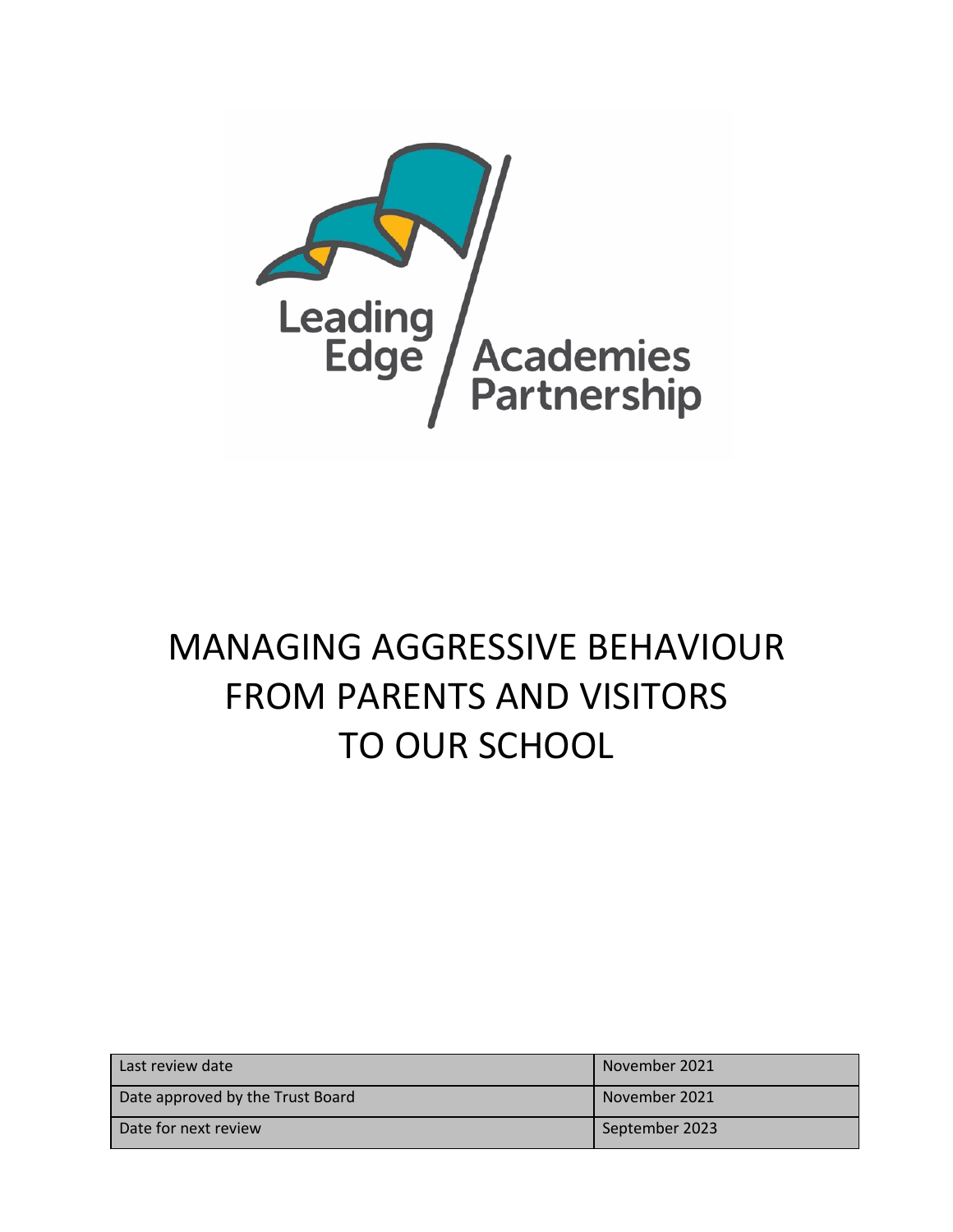Leading Edge Academies Partnership

# MANAGING AGGRESSIVE BEHAVIOUR FROM PARENTS AND VISITORS TO OUR SCHOOL

| Last review date | November 2021 |
|---|---|
| Date approved by the Trust Board | November 2021 |
| Date for next review | September 2023 |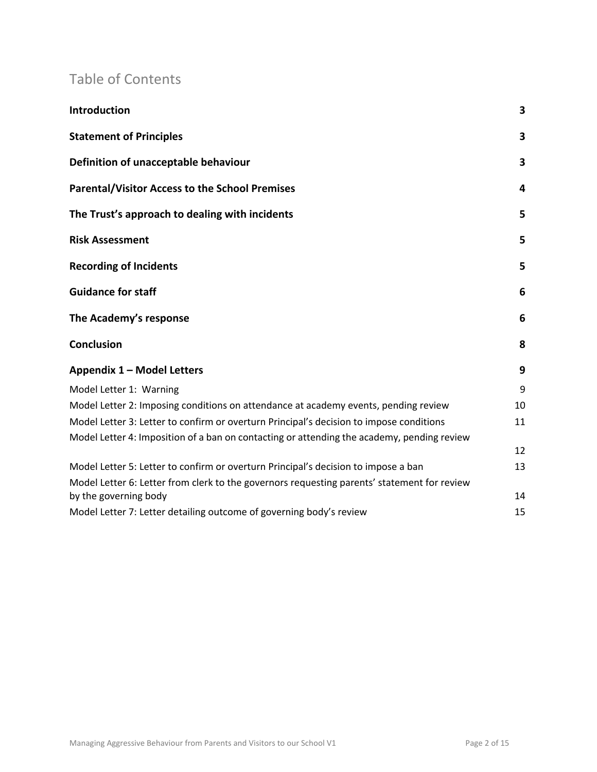## Table of Contents

| | |
|---|---|
| **Introduction** | **3** |
| **Statement of Principles** | **3** |
| **Definition of unacceptable behaviour** | **3** |
| **Parental/Visitor Access to the School Premises** | **4** |
| **The Trust's approach to dealing with incidents** | **5** |
| **Risk Assessment** | **5** |
| **Recording of Incidents** | **5** |
| **Guidance for staff** | **6** |
| **The Academy's response** | **6** |
| **Conclusion** | **8** |
| **Appendix 1 – Model Letters** | **9** |
| Model Letter 1: Warning | 9 |
| Model Letter 2: Imposing conditions on attendance at academy events, pending review | 10 |
| Model Letter 3: Letter to confirm or overturn Principal's decision to impose conditions | 11 |
| Model Letter 4: Imposition of a ban on contacting or attending the academy, pending review | 12 |
| Model Letter 5: Letter to confirm or overturn Principal's decision to impose a ban | 13 |
| Model Letter 6: Letter from clerk to the governors requesting parents' statement for review by the governing body | 14 |
| Model Letter 7: Letter detailing outcome of governing body's review | 15 |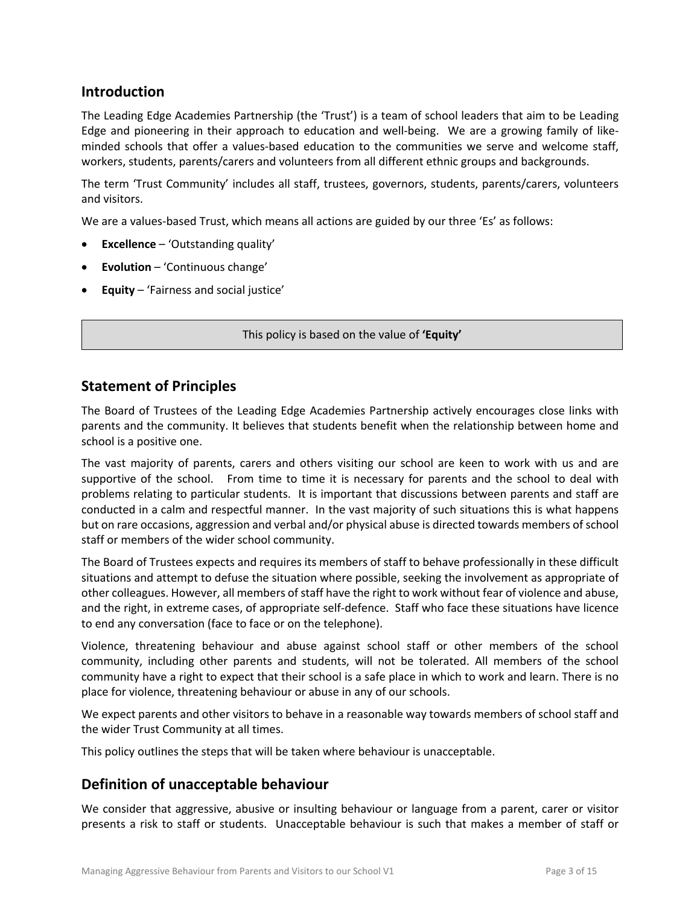## Introduction

The Leading Edge Academies Partnership (the 'Trust') is a team of school leaders that aim to be Leading Edge and pioneering in their approach to education and well-being. We are a growing family of like-minded schools that offer a values-based education to the communities we serve and welcome staff, workers, students, parents/carers and volunteers from all different ethnic groups and backgrounds.

The term 'Trust Community' includes all staff, trustees, governors, students, parents/carers, volunteers and visitors.

We are a values-based Trust, which means all actions are guided by our three 'Es' as follows:

- **Excellence** – 'Outstanding quality'
- **Evolution** – 'Continuous change'
- **Equity** – 'Fairness and social justice'

> This policy is based on the value of **'Equity'**

## Statement of Principles

The Board of Trustees of the Leading Edge Academies Partnership actively encourages close links with parents and the community. It believes that students benefit when the relationship between home and school is a positive one.

The vast majority of parents, carers and others visiting our school are keen to work with us and are supportive of the school. From time to time it is necessary for parents and the school to deal with problems relating to particular students. It is important that discussions between parents and staff are conducted in a calm and respectful manner. In the vast majority of such situations this is what happens but on rare occasions, aggression and verbal and/or physical abuse is directed towards members of school staff or members of the wider school community.

The Board of Trustees expects and requires its members of staff to behave professionally in these difficult situations and attempt to defuse the situation where possible, seeking the involvement as appropriate of other colleagues. However, all members of staff have the right to work without fear of violence and abuse, and the right, in extreme cases, of appropriate self-defence. Staff who face these situations have licence to end any conversation (face to face or on the telephone).

Violence, threatening behaviour and abuse against school staff or other members of the school community, including other parents and students, will not be tolerated. All members of the school community have a right to expect that their school is a safe place in which to work and learn. There is no place for violence, threatening behaviour or abuse in any of our schools.

We expect parents and other visitors to behave in a reasonable way towards members of school staff and the wider Trust Community at all times.

This policy outlines the steps that will be taken where behaviour is unacceptable.

## Definition of unacceptable behaviour

We consider that aggressive, abusive or insulting behaviour or language from a parent, carer or visitor presents a risk to staff or students. Unacceptable behaviour is such that makes a member of staff or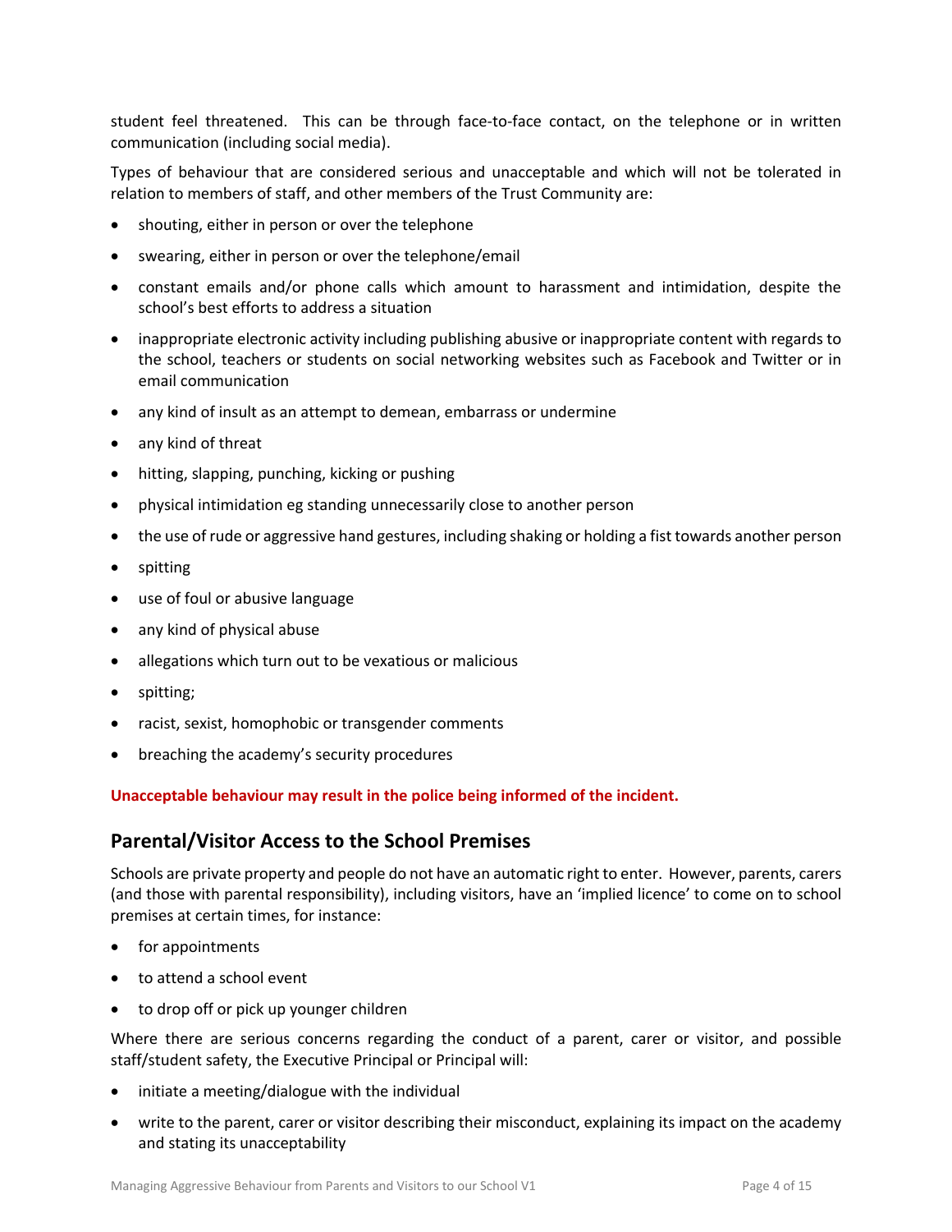student feel threatened. This can be through face-to-face contact, on the telephone or in written communication (including social media).

Types of behaviour that are considered serious and unacceptable and which will not be tolerated in relation to members of staff, and other members of the Trust Community are:

- shouting, either in person or over the telephone
- swearing, either in person or over the telephone/email
- constant emails and/or phone calls which amount to harassment and intimidation, despite the school's best efforts to address a situation
- inappropriate electronic activity including publishing abusive or inappropriate content with regards to the school, teachers or students on social networking websites such as Facebook and Twitter or in email communication
- any kind of insult as an attempt to demean, embarrass or undermine
- any kind of threat
- hitting, slapping, punching, kicking or pushing
- physical intimidation eg standing unnecessarily close to another person
- the use of rude or aggressive hand gestures, including shaking or holding a fist towards another person
- spitting
- use of foul or abusive language
- any kind of physical abuse
- allegations which turn out to be vexatious or malicious
- spitting;
- racist, sexist, homophobic or transgender comments
- breaching the academy's security procedures

**Unacceptable behaviour may result in the police being informed of the incident.**

## Parental/Visitor Access to the School Premises

Schools are private property and people do not have an automatic right to enter. However, parents, carers (and those with parental responsibility), including visitors, have an 'implied licence' to come on to school premises at certain times, for instance:

- for appointments
- to attend a school event
- to drop off or pick up younger children

Where there are serious concerns regarding the conduct of a parent, carer or visitor, and possible staff/student safety, the Executive Principal or Principal will:

- initiate a meeting/dialogue with the individual
- write to the parent, carer or visitor describing their misconduct, explaining its impact on the academy and stating its unacceptability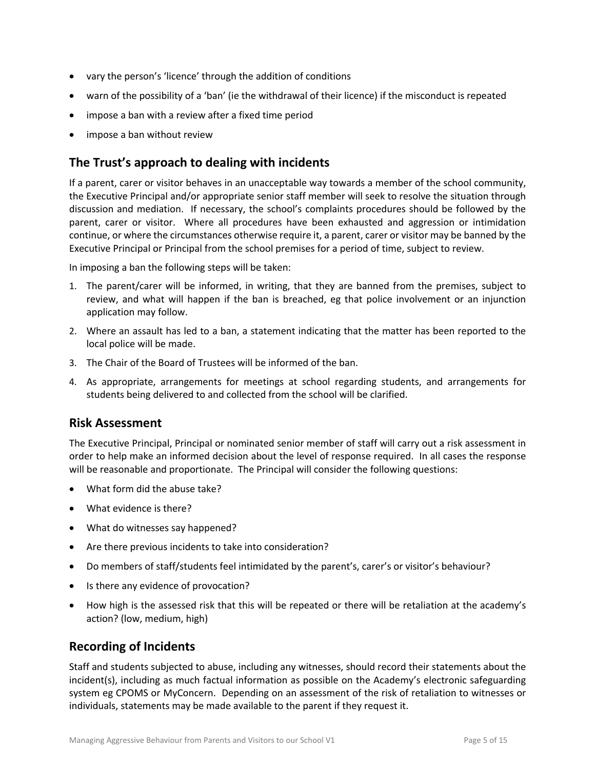- vary the person's 'licence' through the addition of conditions
- warn of the possibility of a 'ban' (ie the withdrawal of their licence) if the misconduct is repeated
- impose a ban with a review after a fixed time period
- impose a ban without review

## The Trust's approach to dealing with incidents

If a parent, carer or visitor behaves in an unacceptable way towards a member of the school community, the Executive Principal and/or appropriate senior staff member will seek to resolve the situation through discussion and mediation. If necessary, the school's complaints procedures should be followed by the parent, carer or visitor. Where all procedures have been exhausted and aggression or intimidation continue, or where the circumstances otherwise require it, a parent, carer or visitor may be banned by the Executive Principal or Principal from the school premises for a period of time, subject to review.

In imposing a ban the following steps will be taken:

1. The parent/carer will be informed, in writing, that they are banned from the premises, subject to review, and what will happen if the ban is breached, eg that police involvement or an injunction application may follow.
2. Where an assault has led to a ban, a statement indicating that the matter has been reported to the local police will be made.
3. The Chair of the Board of Trustees will be informed of the ban.
4. As appropriate, arrangements for meetings at school regarding students, and arrangements for students being delivered to and collected from the school will be clarified.

## Risk Assessment

The Executive Principal, Principal or nominated senior member of staff will carry out a risk assessment in order to help make an informed decision about the level of response required. In all cases the response will be reasonable and proportionate. The Principal will consider the following questions:

- What form did the abuse take?
- What evidence is there?
- What do witnesses say happened?
- Are there previous incidents to take into consideration?
- Do members of staff/students feel intimidated by the parent's, carer's or visitor's behaviour?
- Is there any evidence of provocation?
- How high is the assessed risk that this will be repeated or there will be retaliation at the academy's action? (low, medium, high)

## Recording of Incidents

Staff and students subjected to abuse, including any witnesses, should record their statements about the incident(s), including as much factual information as possible on the Academy's electronic safeguarding system eg CPOMS or MyConcern. Depending on an assessment of the risk of retaliation to witnesses or individuals, statements may be made available to the parent if they request it.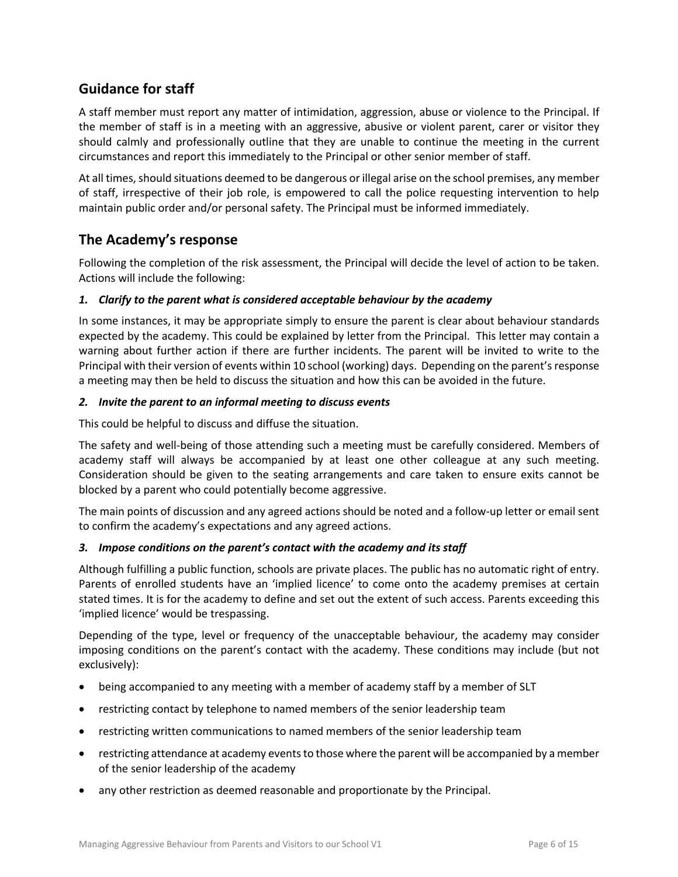## Guidance for staff

A staff member must report any matter of intimidation, aggression, abuse or violence to the Principal. If the member of staff is in a meeting with an aggressive, abusive or violent parent, carer or visitor they should calmly and professionally outline that they are unable to continue the meeting in the current circumstances and report this immediately to the Principal or other senior member of staff.

At all times, should situations deemed to be dangerous or illegal arise on the school premises, any member of staff, irrespective of their job role, is empowered to call the police requesting intervention to help maintain public order and/or personal safety. The Principal must be informed immediately.

## The Academy's response

Following the completion of the risk assessment, the Principal will decide the level of action to be taken. Actions will include the following:

***1. Clarify to the parent what is considered acceptable behaviour by the academy***

In some instances, it may be appropriate simply to ensure the parent is clear about behaviour standards expected by the academy. This could be explained by letter from the Principal. This letter may contain a warning about further action if there are further incidents. The parent will be invited to write to the Principal with their version of events within 10 school (working) days. Depending on the parent's response a meeting may then be held to discuss the situation and how this can be avoided in the future.

***2. Invite the parent to an informal meeting to discuss events***

This could be helpful to discuss and diffuse the situation.

The safety and well-being of those attending such a meeting must be carefully considered. Members of academy staff will always be accompanied by at least one other colleague at any such meeting. Consideration should be given to the seating arrangements and care taken to ensure exits cannot be blocked by a parent who could potentially become aggressive.

The main points of discussion and any agreed actions should be noted and a follow-up letter or email sent to confirm the academy's expectations and any agreed actions.

***3. Impose conditions on the parent's contact with the academy and its staff***

Although fulfilling a public function, schools are private places. The public has no automatic right of entry. Parents of enrolled students have an 'implied licence' to come onto the academy premises at certain stated times. It is for the academy to define and set out the extent of such access. Parents exceeding this 'implied licence' would be trespassing.

Depending of the type, level or frequency of the unacceptable behaviour, the academy may consider imposing conditions on the parent's contact with the academy. These conditions may include (but not exclusively):

- being accompanied to any meeting with a member of academy staff by a member of SLT
- restricting contact by telephone to named members of the senior leadership team
- restricting written communications to named members of the senior leadership team
- restricting attendance at academy events to those where the parent will be accompanied by a member of the senior leadership of the academy
- any other restriction as deemed reasonable and proportionate by the Principal.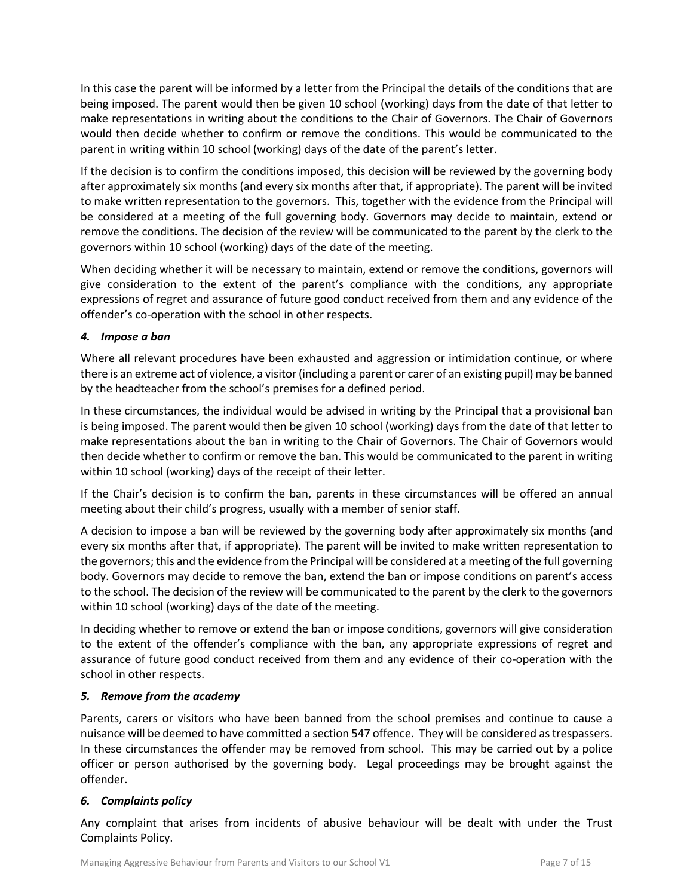In this case the parent will be informed by a letter from the Principal the details of the conditions that are being imposed. The parent would then be given 10 school (working) days from the date of that letter to make representations in writing about the conditions to the Chair of Governors. The Chair of Governors would then decide whether to confirm or remove the conditions. This would be communicated to the parent in writing within 10 school (working) days of the date of the parent's letter.

If the decision is to confirm the conditions imposed, this decision will be reviewed by the governing body after approximately six months (and every six months after that, if appropriate). The parent will be invited to make written representation to the governors. This, together with the evidence from the Principal will be considered at a meeting of the full governing body. Governors may decide to maintain, extend or remove the conditions. The decision of the review will be communicated to the parent by the clerk to the governors within 10 school (working) days of the date of the meeting.

When deciding whether it will be necessary to maintain, extend or remove the conditions, governors will give consideration to the extent of the parent's compliance with the conditions, any appropriate expressions of regret and assurance of future good conduct received from them and any evidence of the offender's co-operation with the school in other respects.

### *4. Impose a ban*

Where all relevant procedures have been exhausted and aggression or intimidation continue, or where there is an extreme act of violence, a visitor (including a parent or carer of an existing pupil) may be banned by the headteacher from the school's premises for a defined period.

In these circumstances, the individual would be advised in writing by the Principal that a provisional ban is being imposed. The parent would then be given 10 school (working) days from the date of that letter to make representations about the ban in writing to the Chair of Governors. The Chair of Governors would then decide whether to confirm or remove the ban. This would be communicated to the parent in writing within 10 school (working) days of the receipt of their letter.

If the Chair's decision is to confirm the ban, parents in these circumstances will be offered an annual meeting about their child's progress, usually with a member of senior staff.

A decision to impose a ban will be reviewed by the governing body after approximately six months (and every six months after that, if appropriate). The parent will be invited to make written representation to the governors; this and the evidence from the Principal will be considered at a meeting of the full governing body. Governors may decide to remove the ban, extend the ban or impose conditions on parent's access to the school. The decision of the review will be communicated to the parent by the clerk to the governors within 10 school (working) days of the date of the meeting.

In deciding whether to remove or extend the ban or impose conditions, governors will give consideration to the extent of the offender's compliance with the ban, any appropriate expressions of regret and assurance of future good conduct received from them and any evidence of their co-operation with the school in other respects.

### *5. Remove from the academy*

Parents, carers or visitors who have been banned from the school premises and continue to cause a nuisance will be deemed to have committed a section 547 offence. They will be considered as trespassers. In these circumstances the offender may be removed from school. This may be carried out by a police officer or person authorised by the governing body. Legal proceedings may be brought against the offender.

### *6. Complaints policy*

Any complaint that arises from incidents of abusive behaviour will be dealt with under the Trust Complaints Policy.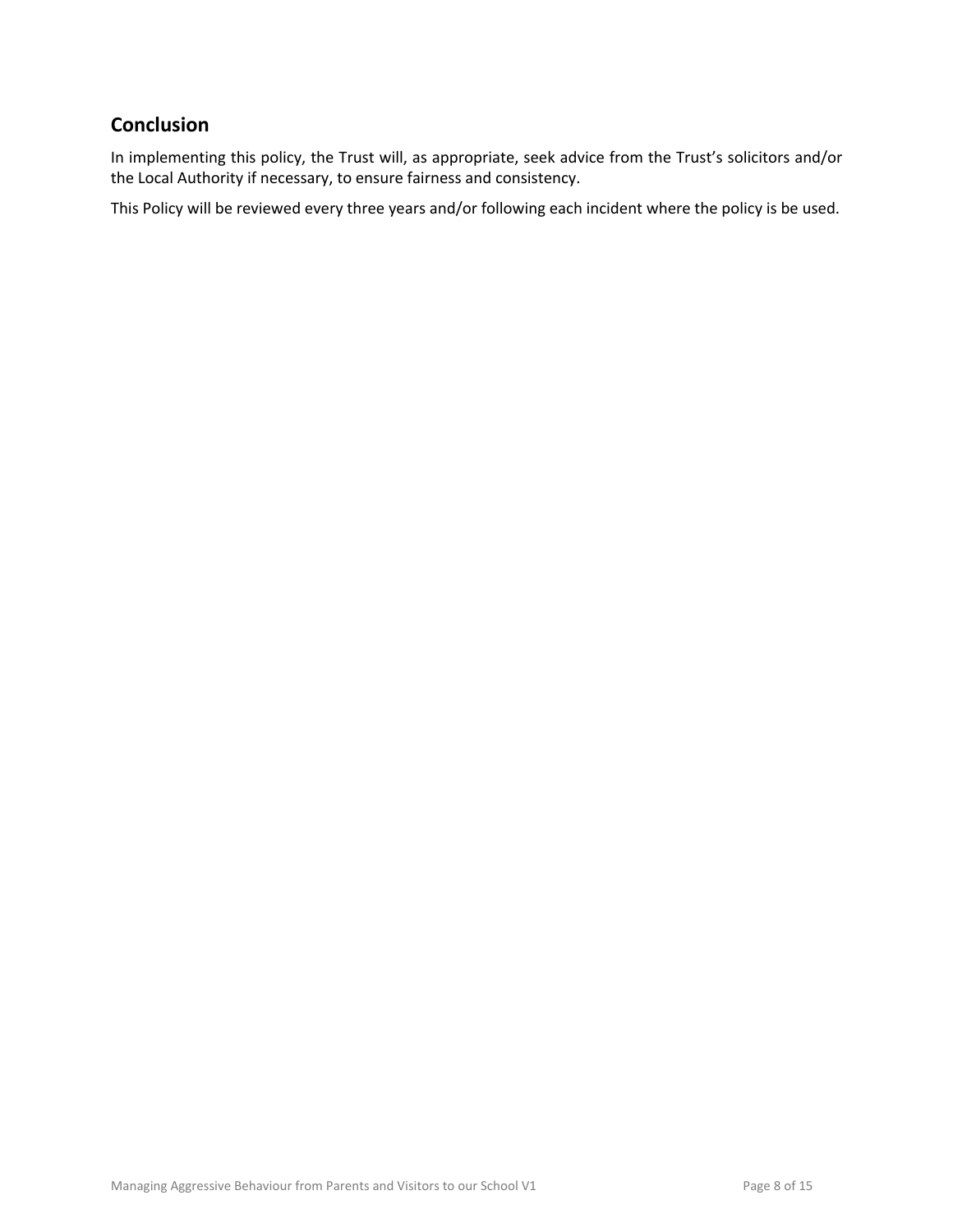## Conclusion

In implementing this policy, the Trust will, as appropriate, seek advice from the Trust's solicitors and/or the Local Authority if necessary, to ensure fairness and consistency.

This Policy will be reviewed every three years and/or following each incident where the policy is be used.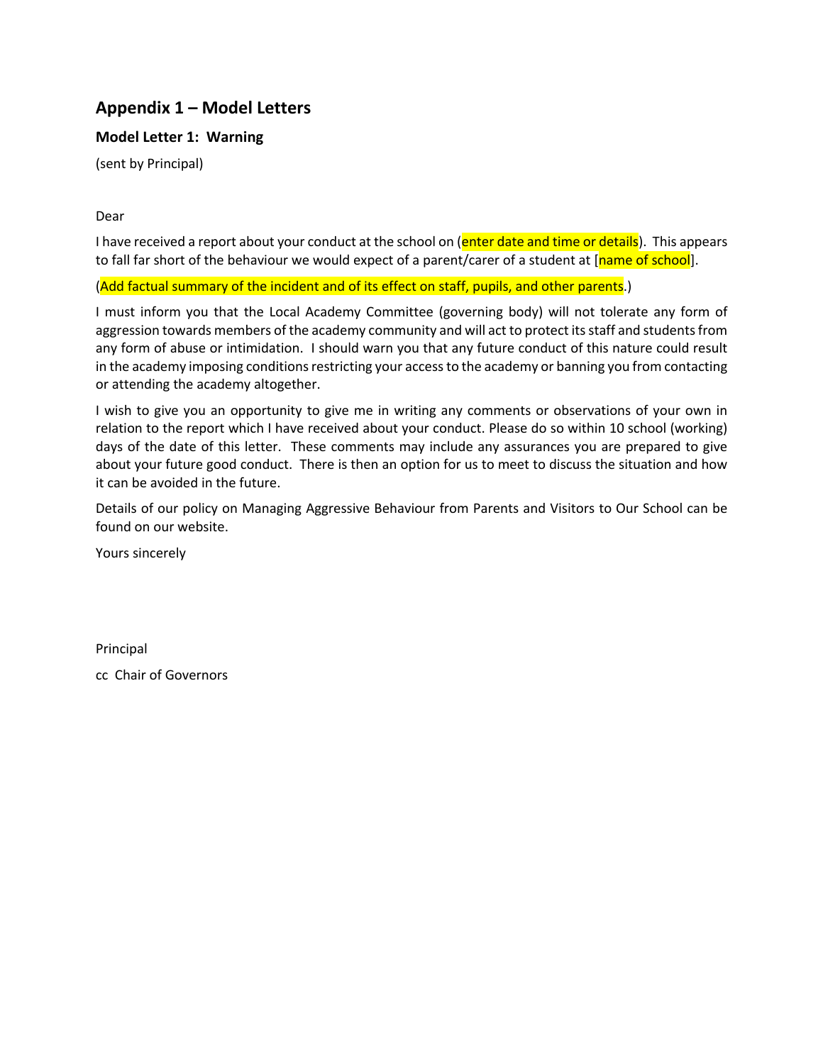## Appendix 1 – Model Letters

### Model Letter 1: Warning

(sent by Principal)

Dear

I have received a report about your conduct at the school on (enter date and time or details). This appears to fall far short of the behaviour we would expect of a parent/carer of a student at [name of school].

(Add factual summary of the incident and of its effect on staff, pupils, and other parents.)

I must inform you that the Local Academy Committee (governing body) will not tolerate any form of aggression towards members of the academy community and will act to protect its staff and students from any form of abuse or intimidation. I should warn you that any future conduct of this nature could result in the academy imposing conditions restricting your access to the academy or banning you from contacting or attending the academy altogether.

I wish to give you an opportunity to give me in writing any comments or observations of your own in relation to the report which I have received about your conduct. Please do so within 10 school (working) days of the date of this letter. These comments may include any assurances you are prepared to give about your future good conduct. There is then an option for us to meet to discuss the situation and how it can be avoided in the future.

Details of our policy on Managing Aggressive Behaviour from Parents and Visitors to Our School can be found on our website.

Yours sincerely

Principal

cc Chair of Governors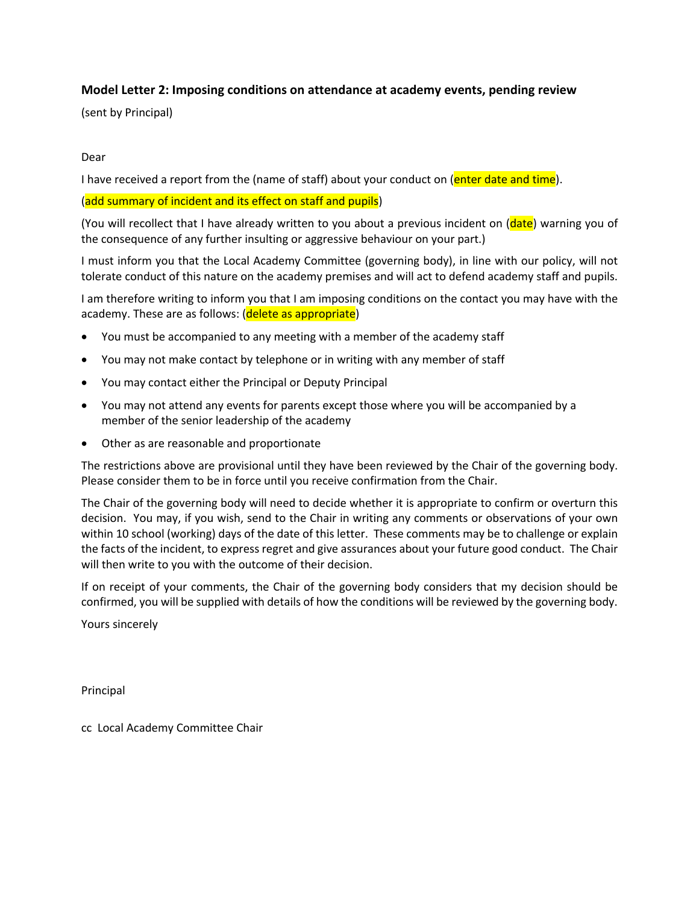**Model Letter 2: Imposing conditions on attendance at academy events, pending review**

(sent by Principal)

Dear

I have received a report from the (name of staff) about your conduct on (enter date and time).

(add summary of incident and its effect on staff and pupils)

(You will recollect that I have already written to you about a previous incident on (date) warning you of the consequence of any further insulting or aggressive behaviour on your part.)

I must inform you that the Local Academy Committee (governing body), in line with our policy, will not tolerate conduct of this nature on the academy premises and will act to defend academy staff and pupils.

I am therefore writing to inform you that I am imposing conditions on the contact you may have with the academy. These are as follows: (delete as appropriate)

- You must be accompanied to any meeting with a member of the academy staff
- You may not make contact by telephone or in writing with any member of staff
- You may contact either the Principal or Deputy Principal
- You may not attend any events for parents except those where you will be accompanied by a member of the senior leadership of the academy
- Other as are reasonable and proportionate

The restrictions above are provisional until they have been reviewed by the Chair of the governing body. Please consider them to be in force until you receive confirmation from the Chair.

The Chair of the governing body will need to decide whether it is appropriate to confirm or overturn this decision. You may, if you wish, send to the Chair in writing any comments or observations of your own within 10 school (working) days of the date of this letter. These comments may be to challenge or explain the facts of the incident, to express regret and give assurances about your future good conduct. The Chair will then write to you with the outcome of their decision.

If on receipt of your comments, the Chair of the governing body considers that my decision should be confirmed, you will be supplied with details of how the conditions will be reviewed by the governing body.

Yours sincerely

Principal

cc Local Academy Committee Chair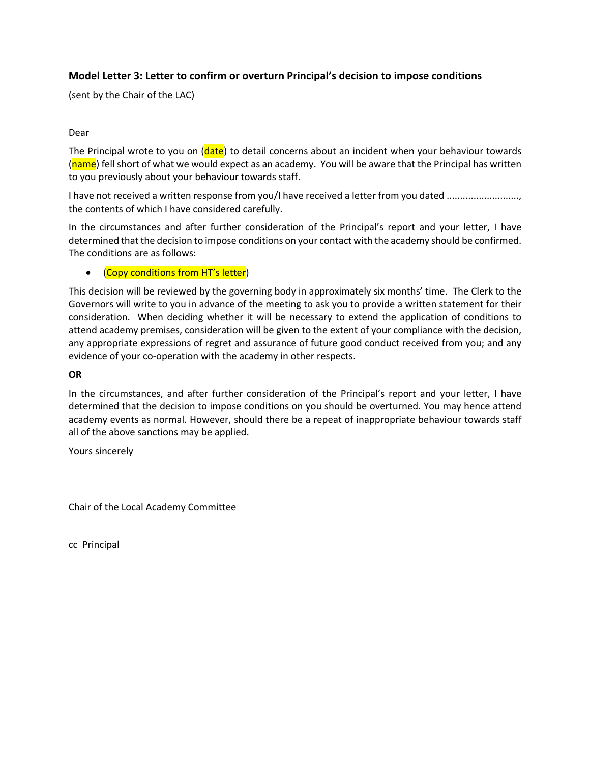### Model Letter 3: Letter to confirm or overturn Principal's decision to impose conditions

(sent by the Chair of the LAC)

Dear

The Principal wrote to you on (date) to detail concerns about an incident when your behaviour towards (name) fell short of what we would expect as an academy. You will be aware that the Principal has written to you previously about your behaviour towards staff.

I have not received a written response from you/I have received a letter from you dated ..........................., the contents of which I have considered carefully.

In the circumstances and after further consideration of the Principal's report and your letter, I have determined that the decision to impose conditions on your contact with the academy should be confirmed. The conditions are as follows:

- (Copy conditions from HT's letter)

This decision will be reviewed by the governing body in approximately six months' time. The Clerk to the Governors will write to you in advance of the meeting to ask you to provide a written statement for their consideration. When deciding whether it will be necessary to extend the application of conditions to attend academy premises, consideration will be given to the extent of your compliance with the decision, any appropriate expressions of regret and assurance of future good conduct received from you; and any evidence of your co-operation with the academy in other respects.

**OR**

In the circumstances, and after further consideration of the Principal's report and your letter, I have determined that the decision to impose conditions on you should be overturned. You may hence attend academy events as normal. However, should there be a repeat of inappropriate behaviour towards staff all of the above sanctions may be applied.

Yours sincerely

Chair of the Local Academy Committee

cc Principal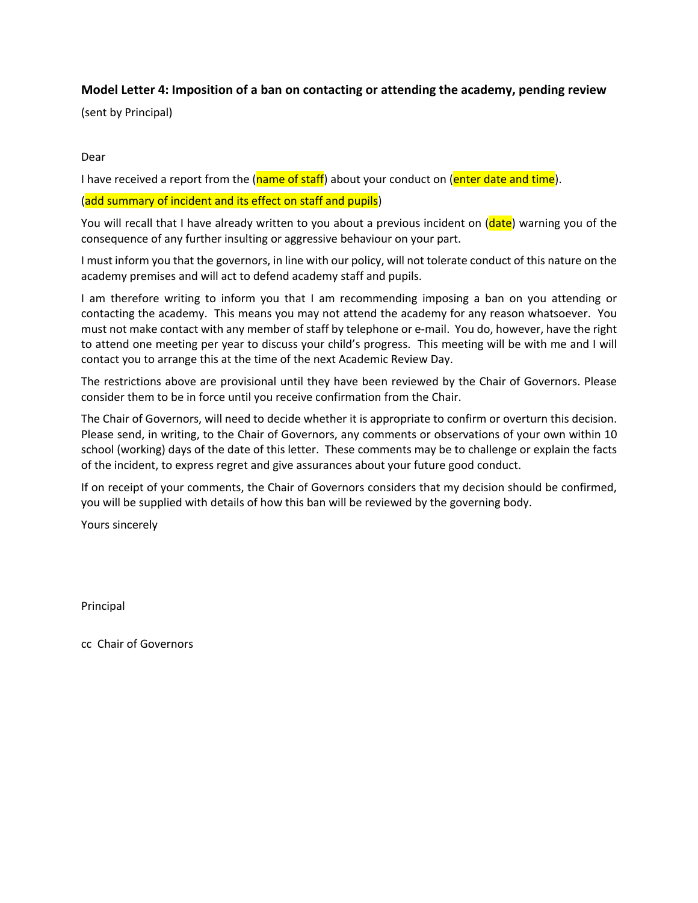**Model Letter 4: Imposition of a ban on contacting or attending the academy, pending review**

(sent by Principal)

Dear

I have received a report from the (name of staff) about your conduct on (enter date and time).

(add summary of incident and its effect on staff and pupils)

You will recall that I have already written to you about a previous incident on (date) warning you of the consequence of any further insulting or aggressive behaviour on your part.

I must inform you that the governors, in line with our policy, will not tolerate conduct of this nature on the academy premises and will act to defend academy staff and pupils.

I am therefore writing to inform you that I am recommending imposing a ban on you attending or contacting the academy. This means you may not attend the academy for any reason whatsoever. You must not make contact with any member of staff by telephone or e-mail. You do, however, have the right to attend one meeting per year to discuss your child's progress. This meeting will be with me and I will contact you to arrange this at the time of the next Academic Review Day.

The restrictions above are provisional until they have been reviewed by the Chair of Governors. Please consider them to be in force until you receive confirmation from the Chair.

The Chair of Governors, will need to decide whether it is appropriate to confirm or overturn this decision. Please send, in writing, to the Chair of Governors, any comments or observations of your own within 10 school (working) days of the date of this letter. These comments may be to challenge or explain the facts of the incident, to express regret and give assurances about your future good conduct.

If on receipt of your comments, the Chair of Governors considers that my decision should be confirmed, you will be supplied with details of how this ban will be reviewed by the governing body.

Yours sincerely

Principal

cc Chair of Governors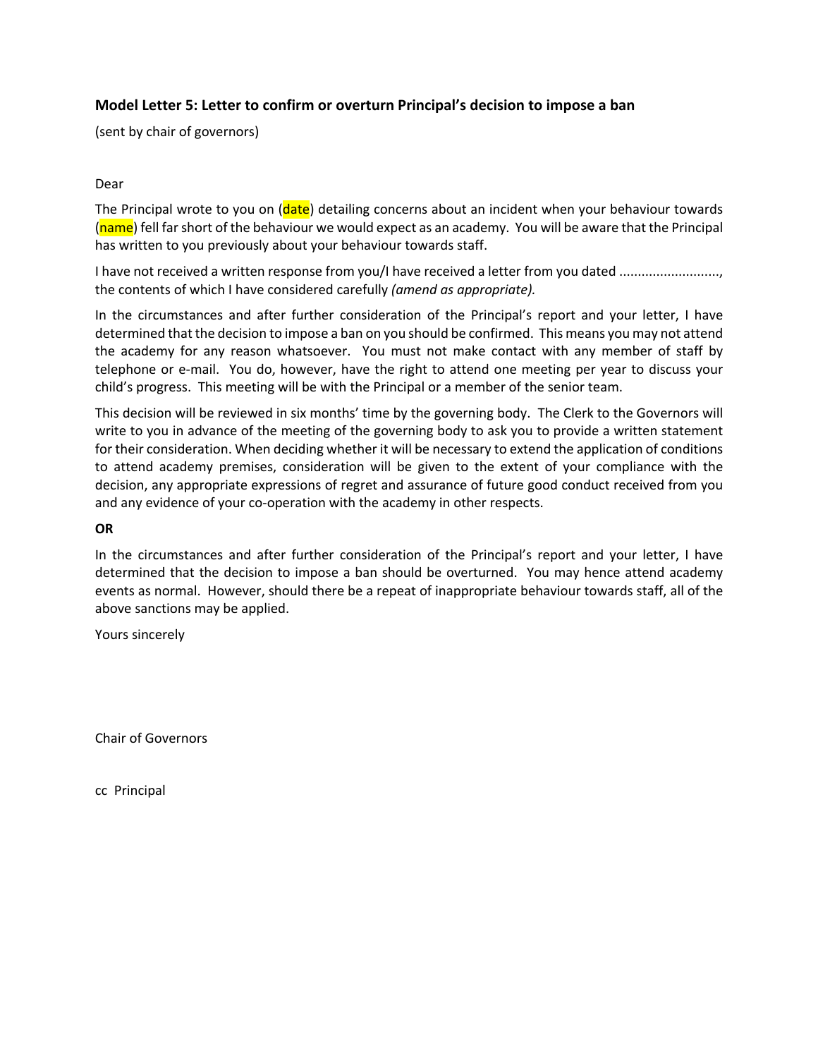### Model Letter 5: Letter to confirm or overturn Principal's decision to impose a ban

(sent by chair of governors)

Dear

The Principal wrote to you on (date) detailing concerns about an incident when your behaviour towards (name) fell far short of the behaviour we would expect as an academy. You will be aware that the Principal has written to you previously about your behaviour towards staff.

I have not received a written response from you/I have received a letter from you dated .........................., the contents of which I have considered carefully *(amend as appropriate).*

In the circumstances and after further consideration of the Principal's report and your letter, I have determined that the decision to impose a ban on you should be confirmed. This means you may not attend the academy for any reason whatsoever. You must not make contact with any member of staff by telephone or e-mail. You do, however, have the right to attend one meeting per year to discuss your child's progress. This meeting will be with the Principal or a member of the senior team.

This decision will be reviewed in six months' time by the governing body. The Clerk to the Governors will write to you in advance of the meeting of the governing body to ask you to provide a written statement for their consideration. When deciding whether it will be necessary to extend the application of conditions to attend academy premises, consideration will be given to the extent of your compliance with the decision, any appropriate expressions of regret and assurance of future good conduct received from you and any evidence of your co-operation with the academy in other respects.

**OR**

In the circumstances and after further consideration of the Principal's report and your letter, I have determined that the decision to impose a ban should be overturned. You may hence attend academy events as normal. However, should there be a repeat of inappropriate behaviour towards staff, all of the above sanctions may be applied.

Yours sincerely

Chair of Governors

cc Principal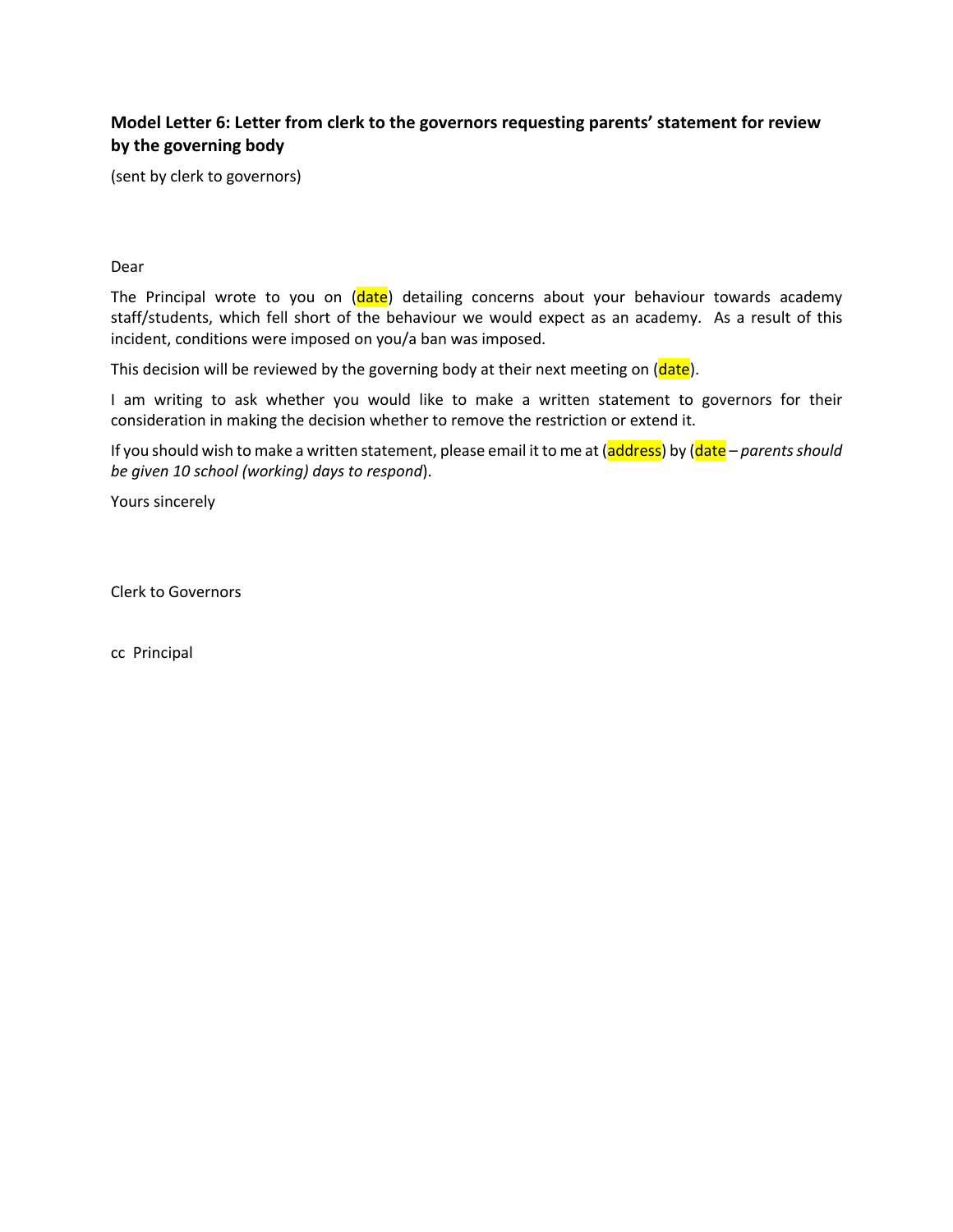**Model Letter 6: Letter from clerk to the governors requesting parents' statement for review by the governing body**

(sent by clerk to governors)

Dear

The Principal wrote to you on (date) detailing concerns about your behaviour towards academy staff/students, which fell short of the behaviour we would expect as an academy. As a result of this incident, conditions were imposed on you/a ban was imposed.

This decision will be reviewed by the governing body at their next meeting on (date).

I am writing to ask whether you would like to make a written statement to governors for their consideration in making the decision whether to remove the restriction or extend it.

If you should wish to make a written statement, please email it to me at (address) by (date – *parents should be given 10 school (working) days to respond*).

Yours sincerely

Clerk to Governors

cc Principal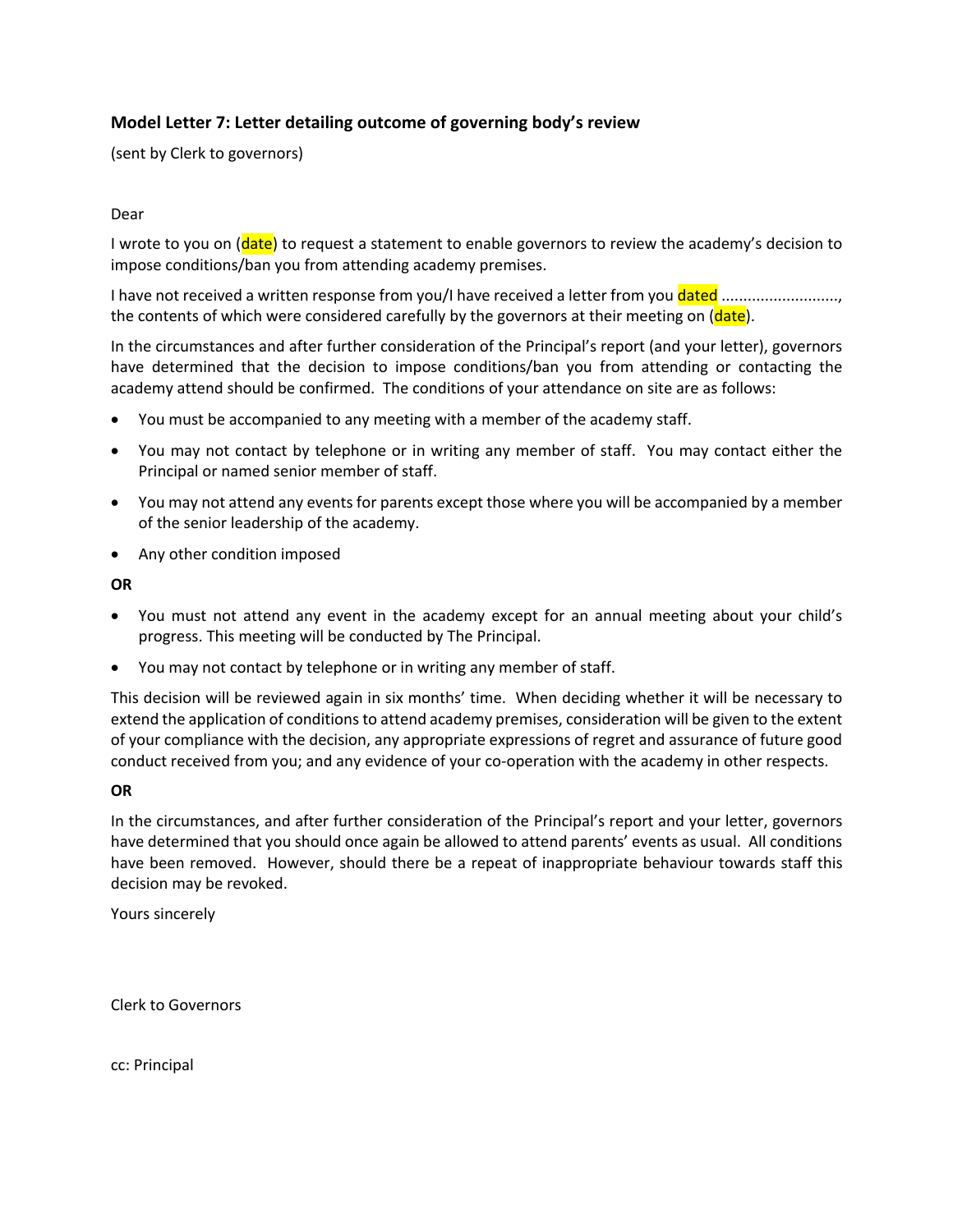### Model Letter 7: Letter detailing outcome of governing body's review

(sent by Clerk to governors)

Dear

I wrote to you on (date) to request a statement to enable governors to review the academy's decision to impose conditions/ban you from attending academy premises.

I have not received a written response from you/I have received a letter from you dated ..........................., the contents of which were considered carefully by the governors at their meeting on (date).

In the circumstances and after further consideration of the Principal's report (and your letter), governors have determined that the decision to impose conditions/ban you from attending or contacting the academy attend should be confirmed. The conditions of your attendance on site are as follows:

- You must be accompanied to any meeting with a member of the academy staff.
- You may not contact by telephone or in writing any member of staff. You may contact either the Principal or named senior member of staff.
- You may not attend any events for parents except those where you will be accompanied by a member of the senior leadership of the academy.
- Any other condition imposed

**OR**

- You must not attend any event in the academy except for an annual meeting about your child's progress. This meeting will be conducted by The Principal.
- You may not contact by telephone or in writing any member of staff.

This decision will be reviewed again in six months' time. When deciding whether it will be necessary to extend the application of conditions to attend academy premises, consideration will be given to the extent of your compliance with the decision, any appropriate expressions of regret and assurance of future good conduct received from you; and any evidence of your co-operation with the academy in other respects.

**OR**

In the circumstances, and after further consideration of the Principal's report and your letter, governors have determined that you should once again be allowed to attend parents' events as usual. All conditions have been removed. However, should there be a repeat of inappropriate behaviour towards staff this decision may be revoked.

Yours sincerely

Clerk to Governors

cc: Principal